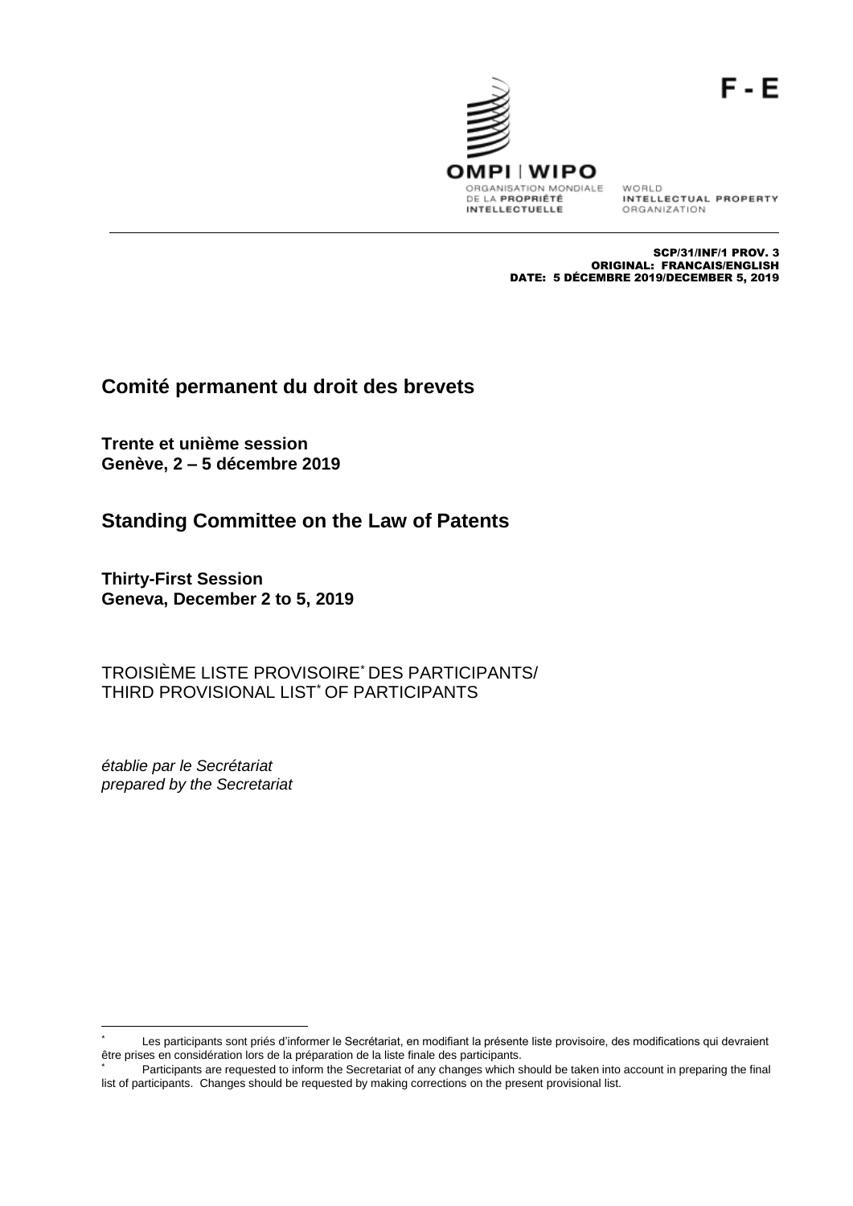F - E

OMPI | WIPO

ORGANISATION MONDIALE DE LA **PROPRIÉTÉ INTELLECTUELLE**

WORLD **INTELLECTUAL PROPERTY** ORGANIZATION

SCP/31/INF/1 PROV. 3
ORIGINAL: FRANCAIS/ENGLISH
DATE: 5 DÉCEMBRE 2019/DECEMBER 5, 2019

# Comité permanent du droit des brevets

**Trente et unième session**
**Genève, 2 – 5 décembre 2019**

# Standing Committee on the Law of Patents

**Thirty-First Session**
**Geneva, December 2 to 5, 2019**

TROISIÈME LISTE PROVISOIRE* DES PARTICIPANTS/
THIRD PROVISIONAL LIST* OF PARTICIPANTS

*établie par le Secrétariat*
*prepared by the Secretariat*

---

* Les participants sont priés d'informer le Secrétariat, en modifiant la présente liste provisoire, des modifications qui devraient être prises en considération lors de la préparation de la liste finale des participants.

* Participants are requested to inform the Secretariat of any changes which should be taken into account in preparing the final list of participants. Changes should be requested by making corrections on the present provisional list.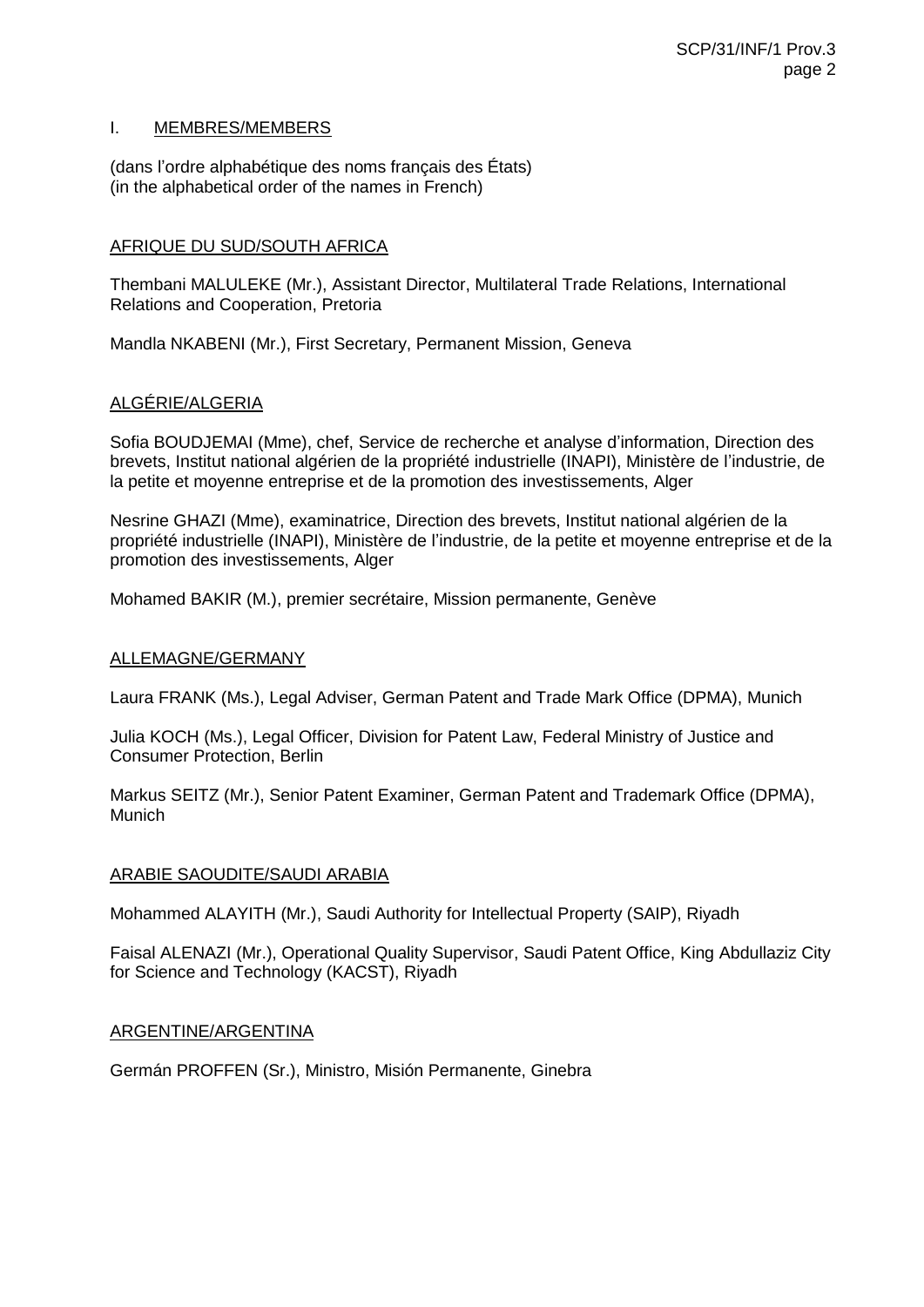## I. MEMBRES/MEMBERS

(dans l'ordre alphabétique des noms français des États)
(in the alphabetical order of the names in French)

### AFRIQUE DU SUD/SOUTH AFRICA

Thembani MALULEKE (Mr.), Assistant Director, Multilateral Trade Relations, International Relations and Cooperation, Pretoria

Mandla NKABENI (Mr.), First Secretary, Permanent Mission, Geneva

### ALGÉRIE/ALGERIA

Sofia BOUDJEMAI (Mme), chef, Service de recherche et analyse d'information, Direction des brevets, Institut national algérien de la propriété industrielle (INAPI), Ministère de l'industrie, de la petite et moyenne entreprise et de la promotion des investissements, Alger

Nesrine GHAZI (Mme), examinatrice, Direction des brevets, Institut national algérien de la propriété industrielle (INAPI), Ministère de l'industrie, de la petite et moyenne entreprise et de la promotion des investissements, Alger

Mohamed BAKIR (M.), premier secrétaire, Mission permanente, Genève

### ALLEMAGNE/GERMANY

Laura FRANK (Ms.), Legal Adviser, German Patent and Trade Mark Office (DPMA), Munich

Julia KOCH (Ms.), Legal Officer, Division for Patent Law, Federal Ministry of Justice and Consumer Protection, Berlin

Markus SEITZ (Mr.), Senior Patent Examiner, German Patent and Trademark Office (DPMA), Munich

### ARABIE SAOUDITE/SAUDI ARABIA

Mohammed ALAYITH (Mr.), Saudi Authority for Intellectual Property (SAIP), Riyadh

Faisal ALENAZI (Mr.), Operational Quality Supervisor, Saudi Patent Office, King Abdullaziz City for Science and Technology (KACST), Riyadh

### ARGENTINE/ARGENTINA

Germán PROFFEN (Sr.), Ministro, Misión Permanente, Ginebra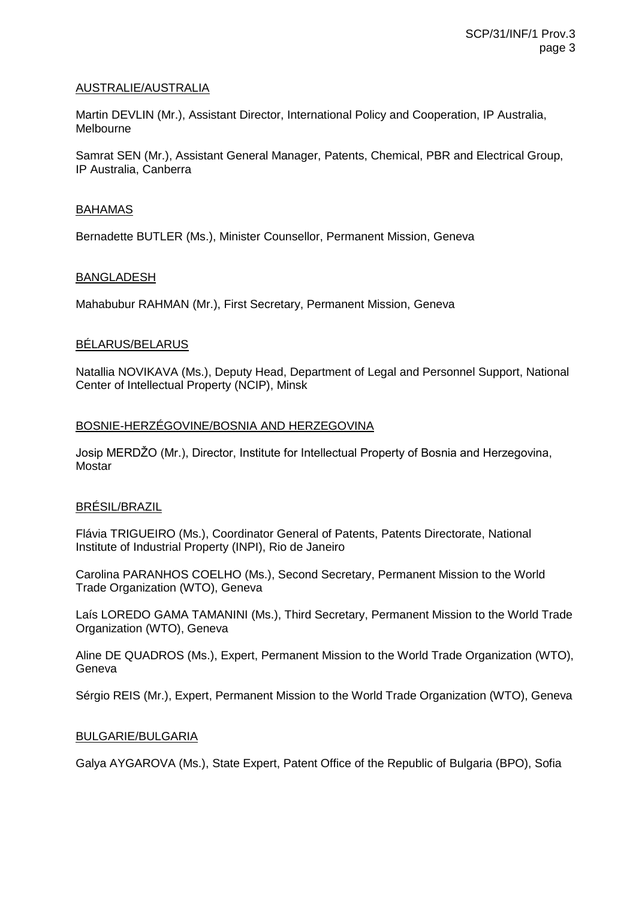AUSTRALIE/AUSTRALIA

Martin DEVLIN (Mr.), Assistant Director, International Policy and Cooperation, IP Australia, Melbourne

Samrat SEN (Mr.), Assistant General Manager, Patents, Chemical, PBR and Electrical Group, IP Australia, Canberra

BAHAMAS

Bernadette BUTLER (Ms.), Minister Counsellor, Permanent Mission, Geneva

BANGLADESH

Mahabubur RAHMAN (Mr.), First Secretary, Permanent Mission, Geneva

BÉLARUS/BELARUS

Natallia NOVIKAVA (Ms.), Deputy Head, Department of Legal and Personnel Support, National Center of Intellectual Property (NCIP), Minsk

BOSNIE-HERZÉGOVINE/BOSNIA AND HERZEGOVINA

Josip MERDŽO (Mr.), Director, Institute for Intellectual Property of Bosnia and Herzegovina, Mostar

BRÉSIL/BRAZIL

Flávia TRIGUEIRO (Ms.), Coordinator General of Patents, Patents Directorate, National Institute of Industrial Property (INPI), Rio de Janeiro

Carolina PARANHOS COELHO (Ms.), Second Secretary, Permanent Mission to the World Trade Organization (WTO), Geneva

Laís LOREDO GAMA TAMANINI (Ms.), Third Secretary, Permanent Mission to the World Trade Organization (WTO), Geneva

Aline DE QUADROS (Ms.), Expert, Permanent Mission to the World Trade Organization (WTO), Geneva

Sérgio REIS (Mr.), Expert, Permanent Mission to the World Trade Organization (WTO), Geneva

BULGARIE/BULGARIA

Galya AYGAROVA (Ms.), State Expert, Patent Office of the Republic of Bulgaria (BPO), Sofia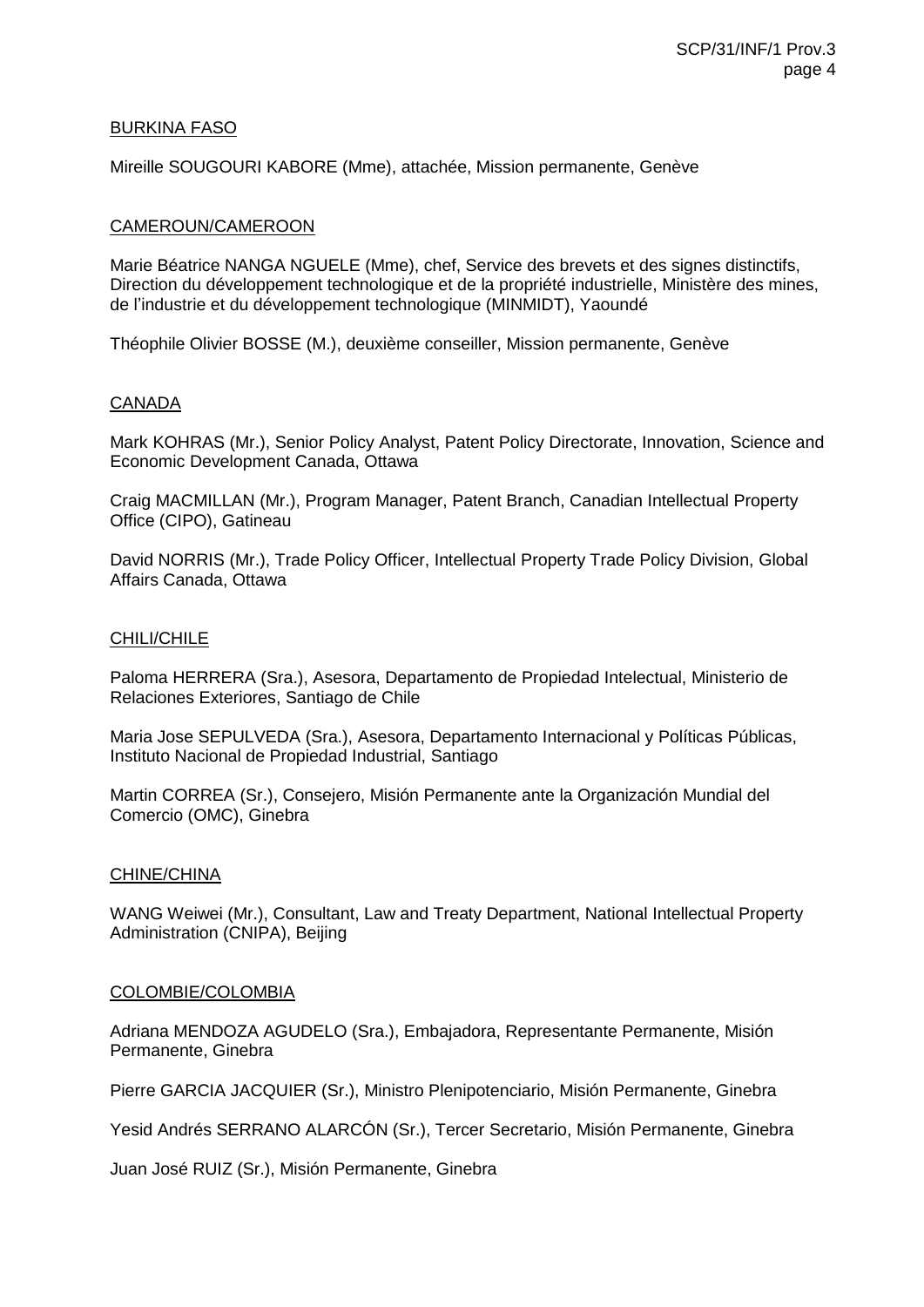BURKINA FASO

Mireille SOUGOURI KABORE (Mme), attachée, Mission permanente, Genève

CAMEROUN/CAMEROON

Marie Béatrice NANGA NGUELE (Mme), chef, Service des brevets et des signes distinctifs, Direction du développement technologique et de la propriété industrielle, Ministère des mines, de l'industrie et du développement technologique (MINMIDT), Yaoundé

Théophile Olivier BOSSE (M.), deuxième conseiller, Mission permanente, Genève

CANADA

Mark KOHRAS (Mr.), Senior Policy Analyst, Patent Policy Directorate, Innovation, Science and Economic Development Canada, Ottawa

Craig MACMILLAN (Mr.), Program Manager, Patent Branch, Canadian Intellectual Property Office (CIPO), Gatineau

David NORRIS (Mr.), Trade Policy Officer, Intellectual Property Trade Policy Division, Global Affairs Canada, Ottawa

CHILI/CHILE

Paloma HERRERA (Sra.), Asesora, Departamento de Propiedad Intelectual, Ministerio de Relaciones Exteriores, Santiago de Chile

Maria Jose SEPULVEDA (Sra.), Asesora, Departamento Internacional y Políticas Públicas, Instituto Nacional de Propiedad Industrial, Santiago

Martin CORREA (Sr.), Consejero, Misión Permanente ante la Organización Mundial del Comercio (OMC), Ginebra

CHINE/CHINA

WANG Weiwei (Mr.), Consultant, Law and Treaty Department, National Intellectual Property Administration (CNIPA), Beijing

COLOMBIE/COLOMBIA

Adriana MENDOZA AGUDELO (Sra.), Embajadora, Representante Permanente, Misión Permanente, Ginebra

Pierre GARCIA JACQUIER (Sr.), Ministro Plenipotenciario, Misión Permanente, Ginebra

Yesid Andrés SERRANO ALARCÓN (Sr.), Tercer Secretario, Misión Permanente, Ginebra

Juan José RUIZ (Sr.), Misión Permanente, Ginebra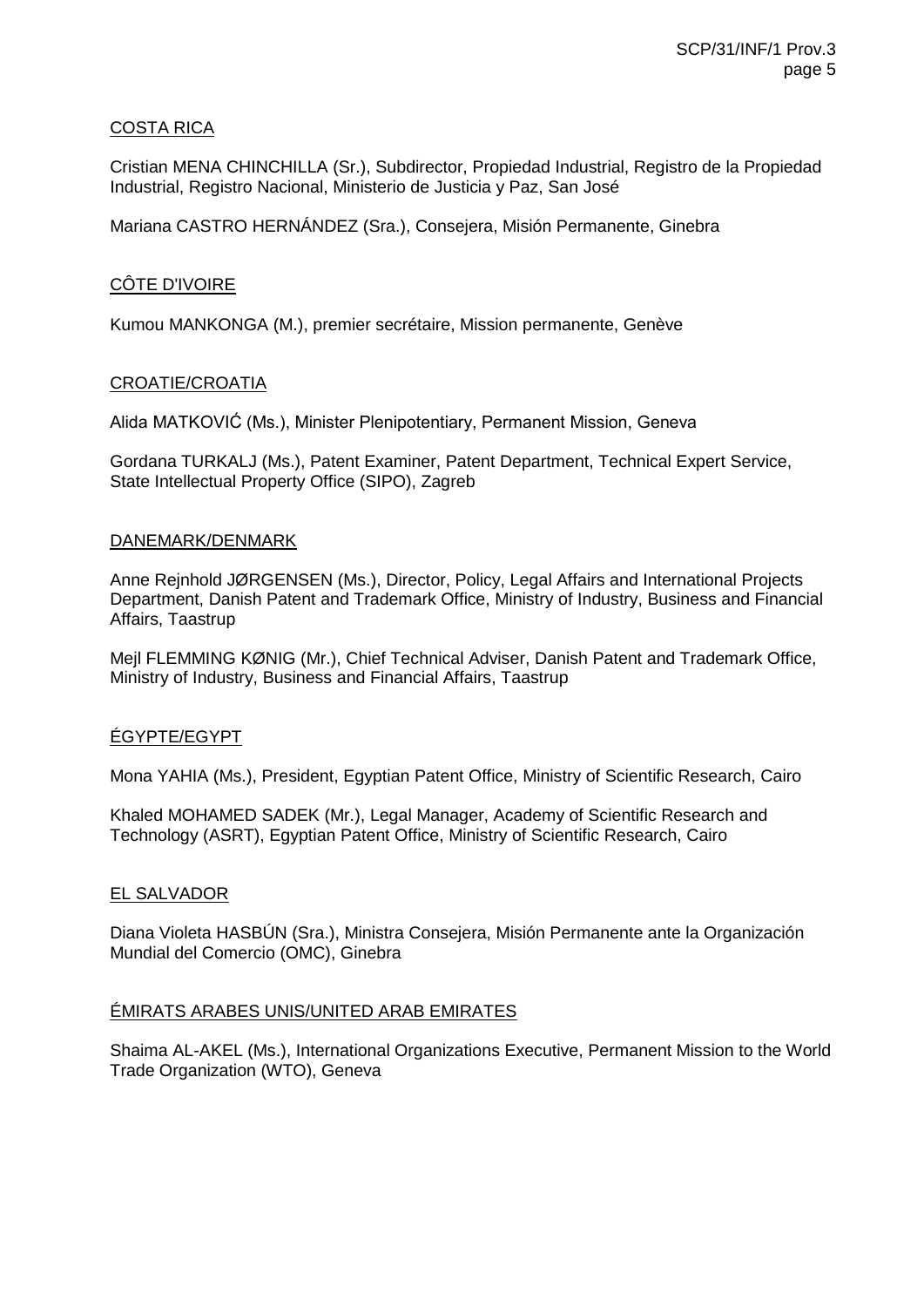<u>COSTA RICA</u>

Cristian MENA CHINCHILLA (Sr.), Subdirector, Propiedad Industrial, Registro de la Propiedad Industrial, Registro Nacional, Ministerio de Justicia y Paz, San José

Mariana CASTRO HERNÁNDEZ (Sra.), Consejera, Misión Permanente, Ginebra

<u>CÔTE D'IVOIRE</u>

Kumou MANKONGA (M.), premier secrétaire, Mission permanente, Genève

<u>CROATIE/CROATIA</u>

Alida MATKOVIĆ (Ms.), Minister Plenipotentiary, Permanent Mission, Geneva

Gordana TURKALJ (Ms.), Patent Examiner, Patent Department, Technical Expert Service, State Intellectual Property Office (SIPO), Zagreb

<u>DANEMARK/DENMARK</u>

Anne Rejnhold JØRGENSEN (Ms.), Director, Policy, Legal Affairs and International Projects Department, Danish Patent and Trademark Office, Ministry of Industry, Business and Financial Affairs, Taastrup

Mejl FLEMMING KØNIG (Mr.), Chief Technical Adviser, Danish Patent and Trademark Office, Ministry of Industry, Business and Financial Affairs, Taastrup

<u>ÉGYPTE/EGYPT</u>

Mona YAHIA (Ms.), President, Egyptian Patent Office, Ministry of Scientific Research, Cairo

Khaled MOHAMED SADEK (Mr.), Legal Manager, Academy of Scientific Research and Technology (ASRT), Egyptian Patent Office, Ministry of Scientific Research, Cairo

<u>EL SALVADOR</u>

Diana Violeta HASBÚN (Sra.), Ministra Consejera, Misión Permanente ante la Organización Mundial del Comercio (OMC), Ginebra

<u>ÉMIRATS ARABES UNIS/UNITED ARAB EMIRATES</u>

Shaima AL-AKEL (Ms.), International Organizations Executive, Permanent Mission to the World Trade Organization (WTO), Geneva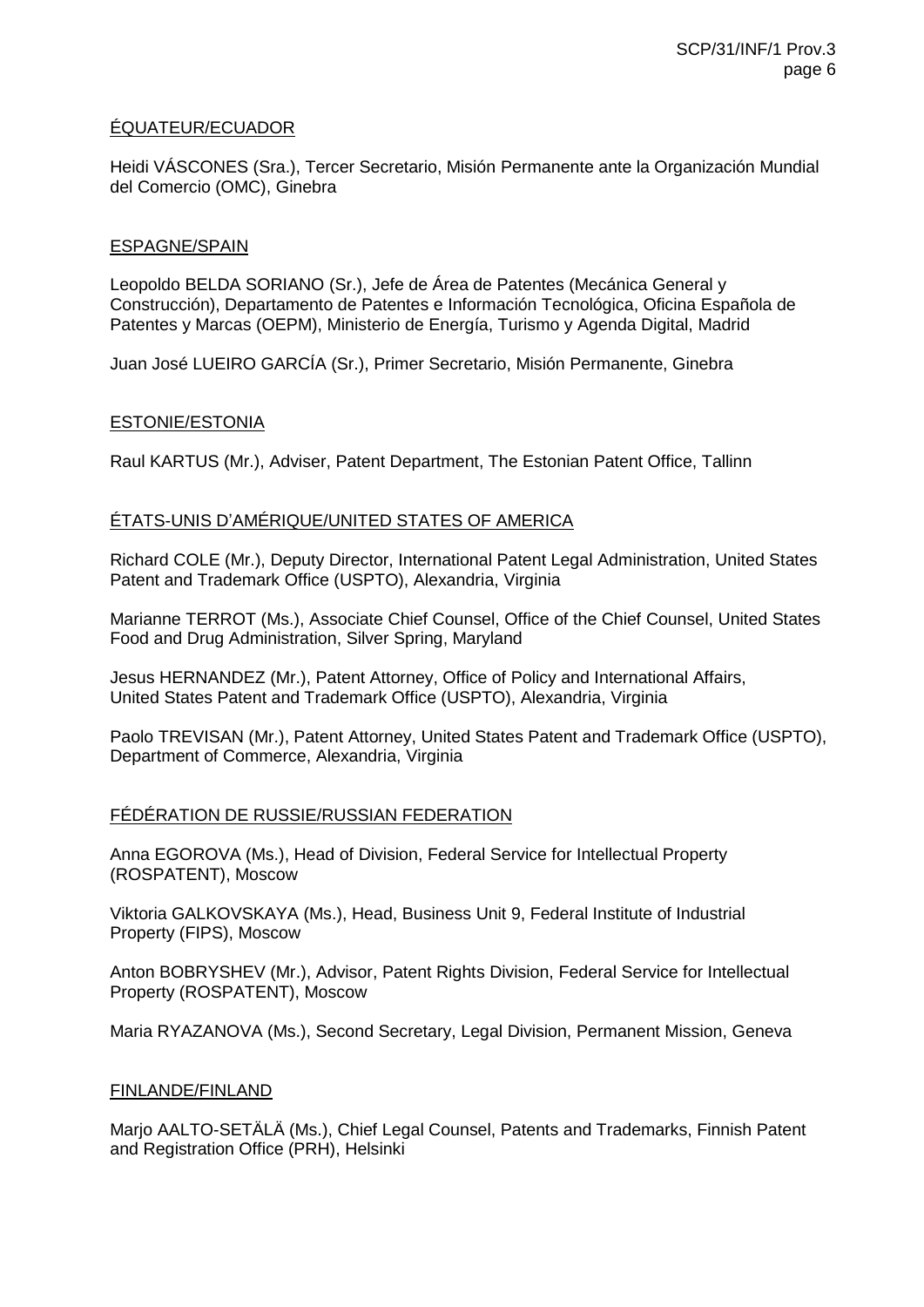ÉQUATEUR/ECUADOR

Heidi VÁSCONES (Sra.), Tercer Secretario, Misión Permanente ante la Organización Mundial del Comercio (OMC), Ginebra

ESPAGNE/SPAIN

Leopoldo BELDA SORIANO (Sr.), Jefe de Área de Patentes (Mecánica General y Construcción), Departamento de Patentes e Información Tecnológica, Oficina Española de Patentes y Marcas (OEPM), Ministerio de Energía, Turismo y Agenda Digital, Madrid

Juan José LUEIRO GARCÍA (Sr.), Primer Secretario, Misión Permanente, Ginebra

ESTONIE/ESTONIA

Raul KARTUS (Mr.), Adviser, Patent Department, The Estonian Patent Office, Tallinn

ÉTATS-UNIS D'AMÉRIQUE/UNITED STATES OF AMERICA

Richard COLE (Mr.), Deputy Director, International Patent Legal Administration, United States Patent and Trademark Office (USPTO), Alexandria, Virginia

Marianne TERROT (Ms.), Associate Chief Counsel, Office of the Chief Counsel, United States Food and Drug Administration, Silver Spring, Maryland

Jesus HERNANDEZ (Mr.), Patent Attorney, Office of Policy and International Affairs, United States Patent and Trademark Office (USPTO), Alexandria, Virginia

Paolo TREVISAN (Mr.), Patent Attorney, United States Patent and Trademark Office (USPTO), Department of Commerce, Alexandria, Virginia

FÉDÉRATION DE RUSSIE/RUSSIAN FEDERATION

Anna EGOROVA (Ms.), Head of Division, Federal Service for Intellectual Property (ROSPATENT), Moscow

Viktoria GALKOVSKAYA (Ms.), Head, Business Unit 9, Federal Institute of Industrial Property (FIPS), Moscow

Anton BOBRYSHEV (Mr.), Advisor, Patent Rights Division, Federal Service for Intellectual Property (ROSPATENT), Moscow

Maria RYAZANOVA (Ms.), Second Secretary, Legal Division, Permanent Mission, Geneva

FINLANDE/FINLAND

Marjo AALTO-SETÄLÄ (Ms.), Chief Legal Counsel, Patents and Trademarks, Finnish Patent and Registration Office (PRH), Helsinki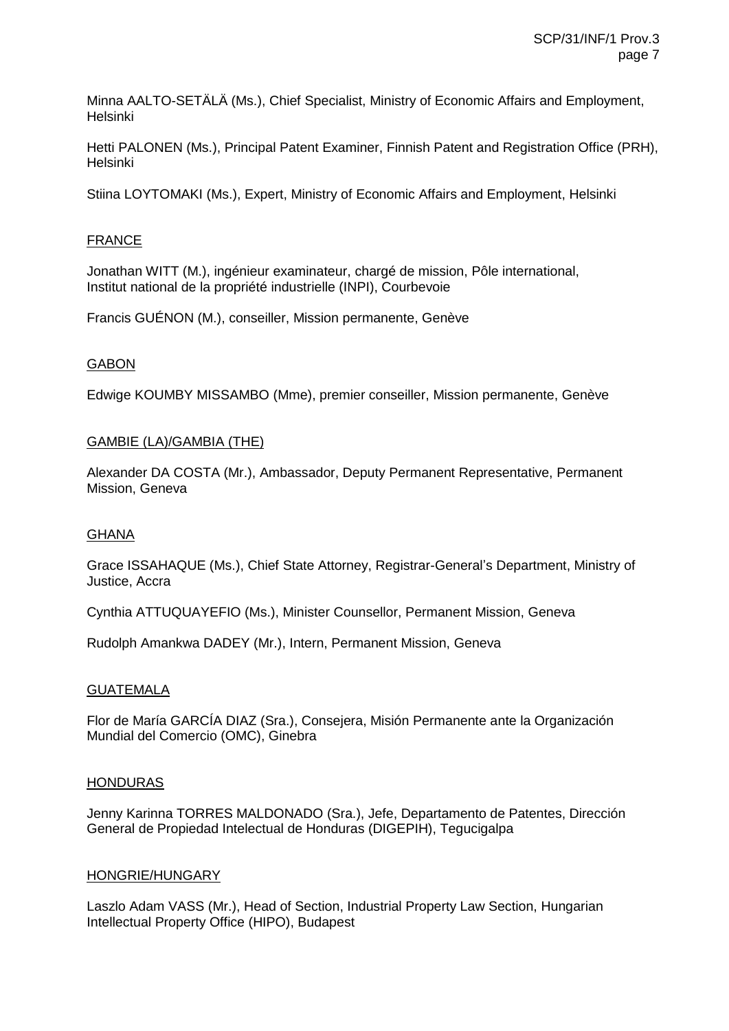Minna AALTO-SETÄLÄ (Ms.), Chief Specialist, Ministry of Economic Affairs and Employment, Helsinki

Hetti PALONEN (Ms.), Principal Patent Examiner, Finnish Patent and Registration Office (PRH), Helsinki

Stiina LOYTOMAKI (Ms.), Expert, Ministry of Economic Affairs and Employment, Helsinki

FRANCE

Jonathan WITT (M.), ingénieur examinateur, chargé de mission, Pôle international, Institut national de la propriété industrielle (INPI), Courbevoie

Francis GUÉNON (M.), conseiller, Mission permanente, Genève

GABON

Edwige KOUMBY MISSAMBO (Mme), premier conseiller, Mission permanente, Genève

GAMBIE (LA)/GAMBIA (THE)

Alexander DA COSTA (Mr.), Ambassador, Deputy Permanent Representative, Permanent Mission, Geneva

GHANA

Grace ISSAHAQUE (Ms.), Chief State Attorney, Registrar-General's Department, Ministry of Justice, Accra

Cynthia ATTUQUAYEFIO (Ms.), Minister Counsellor, Permanent Mission, Geneva

Rudolph Amankwa DADEY (Mr.), Intern, Permanent Mission, Geneva

GUATEMALA

Flor de María GARCÍA DIAZ (Sra.), Consejera, Misión Permanente ante la Organización Mundial del Comercio (OMC), Ginebra

HONDURAS

Jenny Karinna TORRES MALDONADO (Sra.), Jefe, Departamento de Patentes, Dirección General de Propiedad Intelectual de Honduras (DIGEPIH), Tegucigalpa

HONGRIE/HUNGARY

Laszlo Adam VASS (Mr.), Head of Section, Industrial Property Law Section, Hungarian Intellectual Property Office (HIPO), Budapest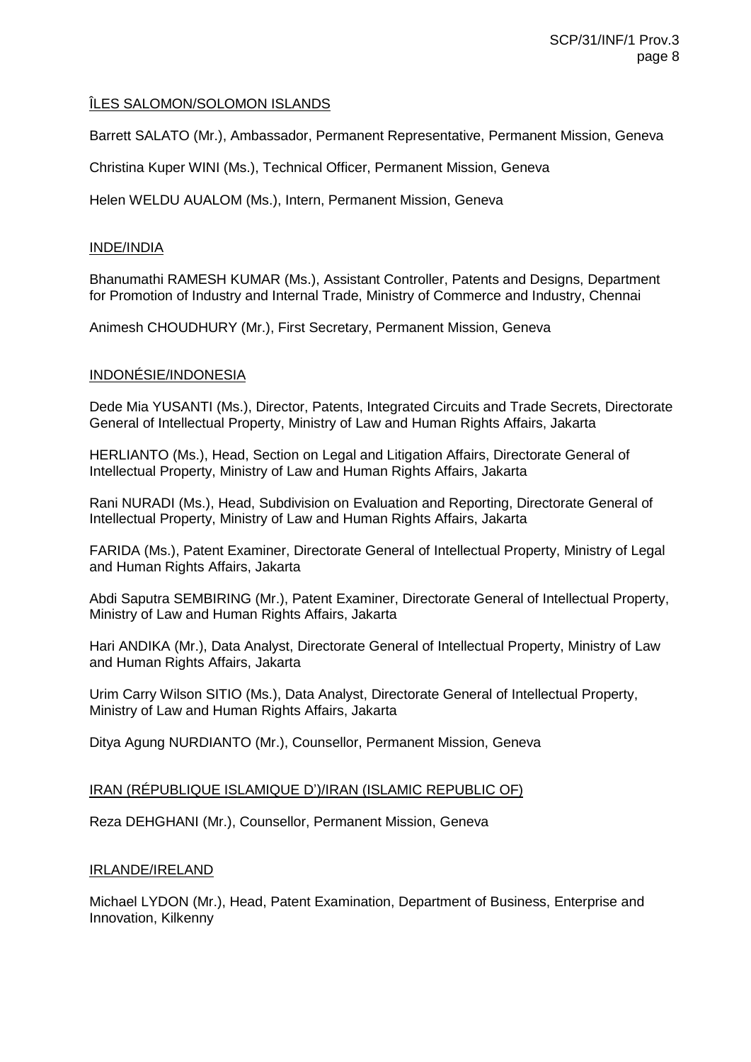ÎLES SALOMON/SOLOMON ISLANDS

Barrett SALATO (Mr.), Ambassador, Permanent Representative, Permanent Mission, Geneva

Christina Kuper WINI (Ms.), Technical Officer, Permanent Mission, Geneva

Helen WELDU AUALOM (Ms.), Intern, Permanent Mission, Geneva

INDE/INDIA

Bhanumathi RAMESH KUMAR (Ms.), Assistant Controller, Patents and Designs, Department for Promotion of Industry and Internal Trade, Ministry of Commerce and Industry, Chennai

Animesh CHOUDHURY (Mr.), First Secretary, Permanent Mission, Geneva

INDONÉSIE/INDONESIA

Dede Mia YUSANTI (Ms.), Director, Patents, Integrated Circuits and Trade Secrets, Directorate General of Intellectual Property, Ministry of Law and Human Rights Affairs, Jakarta

HERLIANTO (Ms.), Head, Section on Legal and Litigation Affairs, Directorate General of Intellectual Property, Ministry of Law and Human Rights Affairs, Jakarta

Rani NURADI (Ms.), Head, Subdivision on Evaluation and Reporting, Directorate General of Intellectual Property, Ministry of Law and Human Rights Affairs, Jakarta

FARIDA (Ms.), Patent Examiner, Directorate General of Intellectual Property, Ministry of Legal and Human Rights Affairs, Jakarta

Abdi Saputra SEMBIRING (Mr.), Patent Examiner, Directorate General of Intellectual Property, Ministry of Law and Human Rights Affairs, Jakarta

Hari ANDIKA (Mr.), Data Analyst, Directorate General of Intellectual Property, Ministry of Law and Human Rights Affairs, Jakarta

Urim Carry Wilson SITIO (Ms.), Data Analyst, Directorate General of Intellectual Property, Ministry of Law and Human Rights Affairs, Jakarta

Ditya Agung NURDIANTO (Mr.), Counsellor, Permanent Mission, Geneva

IRAN (RÉPUBLIQUE ISLAMIQUE D')/IRAN (ISLAMIC REPUBLIC OF)

Reza DEHGHANI (Mr.), Counsellor, Permanent Mission, Geneva

IRLANDE/IRELAND

Michael LYDON (Mr.), Head, Patent Examination, Department of Business, Enterprise and Innovation, Kilkenny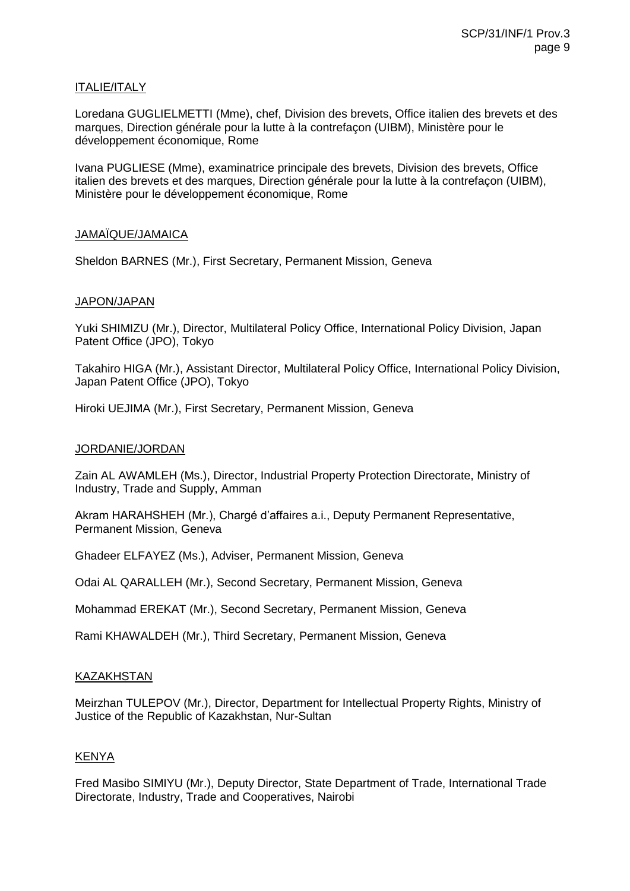<u>ITALIE/ITALY</u>

Loredana GUGLIELMETTI (Mme), chef, Division des brevets, Office italien des brevets et des marques, Direction générale pour la lutte à la contrefaçon (UIBM), Ministère pour le développement économique, Rome

Ivana PUGLIESE (Mme), examinatrice principale des brevets, Division des brevets, Office italien des brevets et des marques, Direction générale pour la lutte à la contrefaçon (UIBM), Ministère pour le développement économique, Rome

<u>JAMAÏQUE/JAMAICA</u>

Sheldon BARNES (Mr.), First Secretary, Permanent Mission, Geneva

<u>JAPON/JAPAN</u>

Yuki SHIMIZU (Mr.), Director, Multilateral Policy Office, International Policy Division, Japan Patent Office (JPO), Tokyo

Takahiro HIGA (Mr.), Assistant Director, Multilateral Policy Office, International Policy Division, Japan Patent Office (JPO), Tokyo

Hiroki UEJIMA (Mr.), First Secretary, Permanent Mission, Geneva

<u>JORDANIE/JORDAN</u>

Zain AL AWAMLEH (Ms.), Director, Industrial Property Protection Directorate, Ministry of Industry, Trade and Supply, Amman

Akram HARAHSHEH (Mr.), Chargé d'affaires a.i., Deputy Permanent Representative, Permanent Mission, Geneva

Ghadeer ELFAYEZ (Ms.), Adviser, Permanent Mission, Geneva

Odai AL QARALLEH (Mr.), Second Secretary, Permanent Mission, Geneva

Mohammad EREKAT (Mr.), Second Secretary, Permanent Mission, Geneva

Rami KHAWALDEH (Mr.), Third Secretary, Permanent Mission, Geneva

<u>KAZAKHSTAN</u>

Meirzhan TULEPOV (Mr.), Director, Department for Intellectual Property Rights, Ministry of Justice of the Republic of Kazakhstan, Nur-Sultan

<u>KENYA</u>

Fred Masibo SIMIYU (Mr.), Deputy Director, State Department of Trade, International Trade Directorate, Industry, Trade and Cooperatives, Nairobi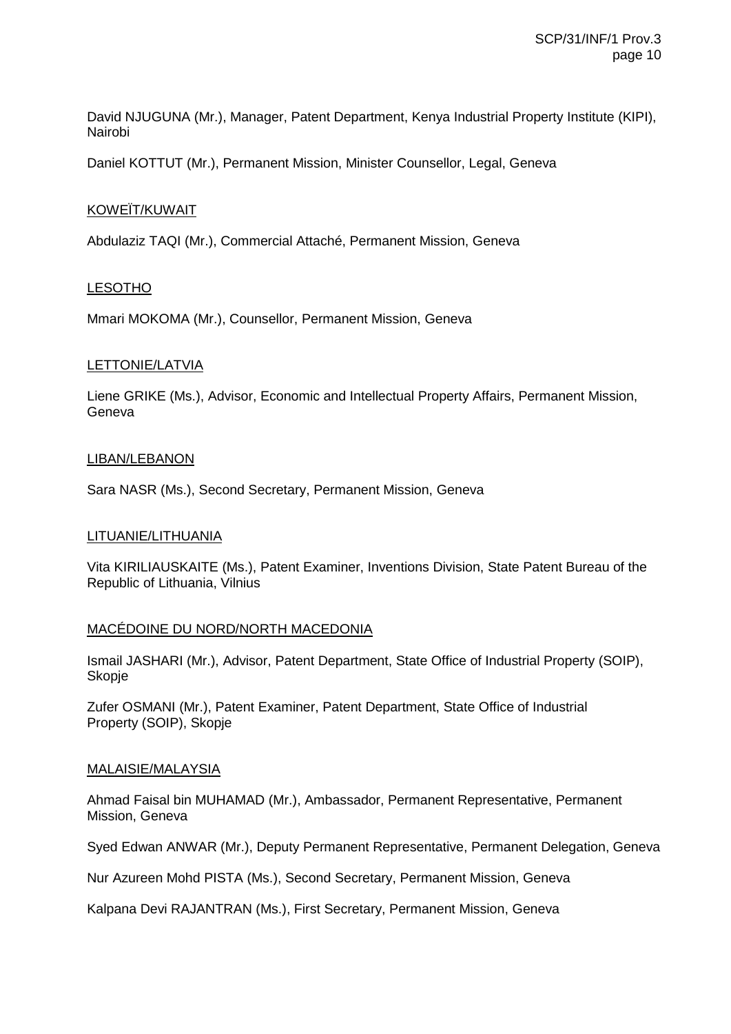David NJUGUNA (Mr.), Manager, Patent Department, Kenya Industrial Property Institute (KIPI), Nairobi

Daniel KOTTUT (Mr.), Permanent Mission, Minister Counsellor, Legal, Geneva

KOWEÏT/KUWAIT

Abdulaziz TAQI (Mr.), Commercial Attaché, Permanent Mission, Geneva

LESOTHO

Mmari MOKOMA (Mr.), Counsellor, Permanent Mission, Geneva

LETTONIE/LATVIA

Liene GRIKE (Ms.), Advisor, Economic and Intellectual Property Affairs, Permanent Mission, Geneva

LIBAN/LEBANON

Sara NASR (Ms.), Second Secretary, Permanent Mission, Geneva

LITUANIE/LITHUANIA

Vita KIRILIAUSKAITE (Ms.), Patent Examiner, Inventions Division, State Patent Bureau of the Republic of Lithuania, Vilnius

MACÉDOINE DU NORD/NORTH MACEDONIA

Ismail JASHARI (Mr.), Advisor, Patent Department, State Office of Industrial Property (SOIP), Skopje

Zufer OSMANI (Mr.), Patent Examiner, Patent Department, State Office of Industrial Property (SOIP), Skopje

MALAISIE/MALAYSIA

Ahmad Faisal bin MUHAMAD (Mr.), Ambassador, Permanent Representative, Permanent Mission, Geneva

Syed Edwan ANWAR (Mr.), Deputy Permanent Representative, Permanent Delegation, Geneva

Nur Azureen Mohd PISTA (Ms.), Second Secretary, Permanent Mission, Geneva

Kalpana Devi RAJANTRAN (Ms.), First Secretary, Permanent Mission, Geneva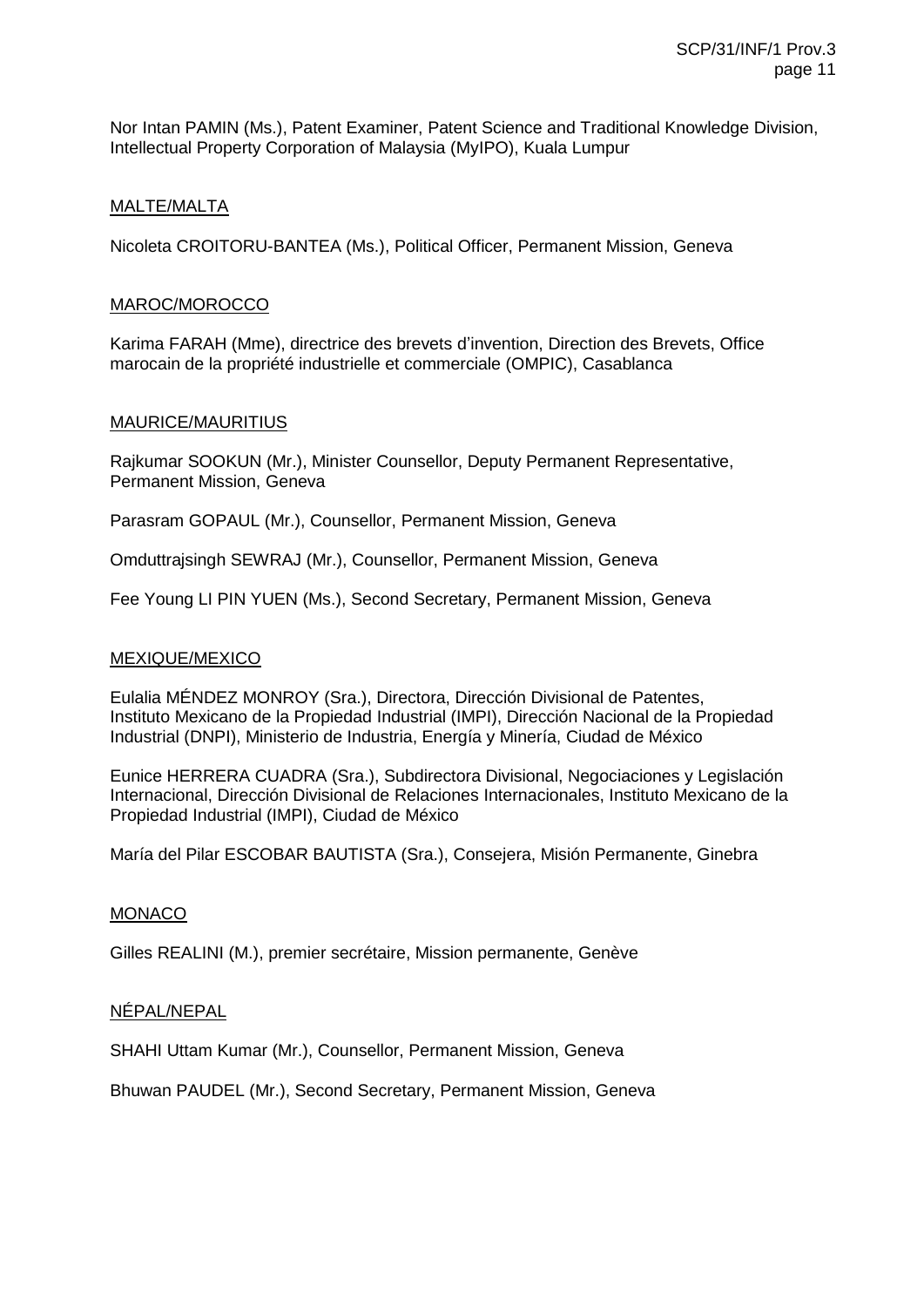Nor Intan PAMIN (Ms.), Patent Examiner, Patent Science and Traditional Knowledge Division, Intellectual Property Corporation of Malaysia (MyIPO), Kuala Lumpur

MALTE/MALTA

Nicoleta CROITORU-BANTEA (Ms.), Political Officer, Permanent Mission, Geneva

MAROC/MOROCCO

Karima FARAH (Mme), directrice des brevets d'invention, Direction des Brevets, Office marocain de la propriété industrielle et commerciale (OMPIC), Casablanca

MAURICE/MAURITIUS

Rajkumar SOOKUN (Mr.), Minister Counsellor, Deputy Permanent Representative, Permanent Mission, Geneva

Parasram GOPAUL (Mr.), Counsellor, Permanent Mission, Geneva

Omduttrajsingh SEWRAJ (Mr.), Counsellor, Permanent Mission, Geneva

Fee Young LI PIN YUEN (Ms.), Second Secretary, Permanent Mission, Geneva

MEXIQUE/MEXICO

Eulalia MÉNDEZ MONROY (Sra.), Directora, Dirección Divisional de Patentes, Instituto Mexicano de la Propiedad Industrial (IMPI), Dirección Nacional de la Propiedad Industrial (DNPI), Ministerio de Industria, Energía y Minería, Ciudad de México

Eunice HERRERA CUADRA (Sra.), Subdirectora Divisional, Negociaciones y Legislación Internacional, Dirección Divisional de Relaciones Internacionales, Instituto Mexicano de la Propiedad Industrial (IMPI), Ciudad de México

María del Pilar ESCOBAR BAUTISTA (Sra.), Consejera, Misión Permanente, Ginebra

MONACO

Gilles REALINI (M.), premier secrétaire, Mission permanente, Genève

NÉPAL/NEPAL

SHAHI Uttam Kumar (Mr.), Counsellor, Permanent Mission, Geneva

Bhuwan PAUDEL (Mr.), Second Secretary, Permanent Mission, Geneva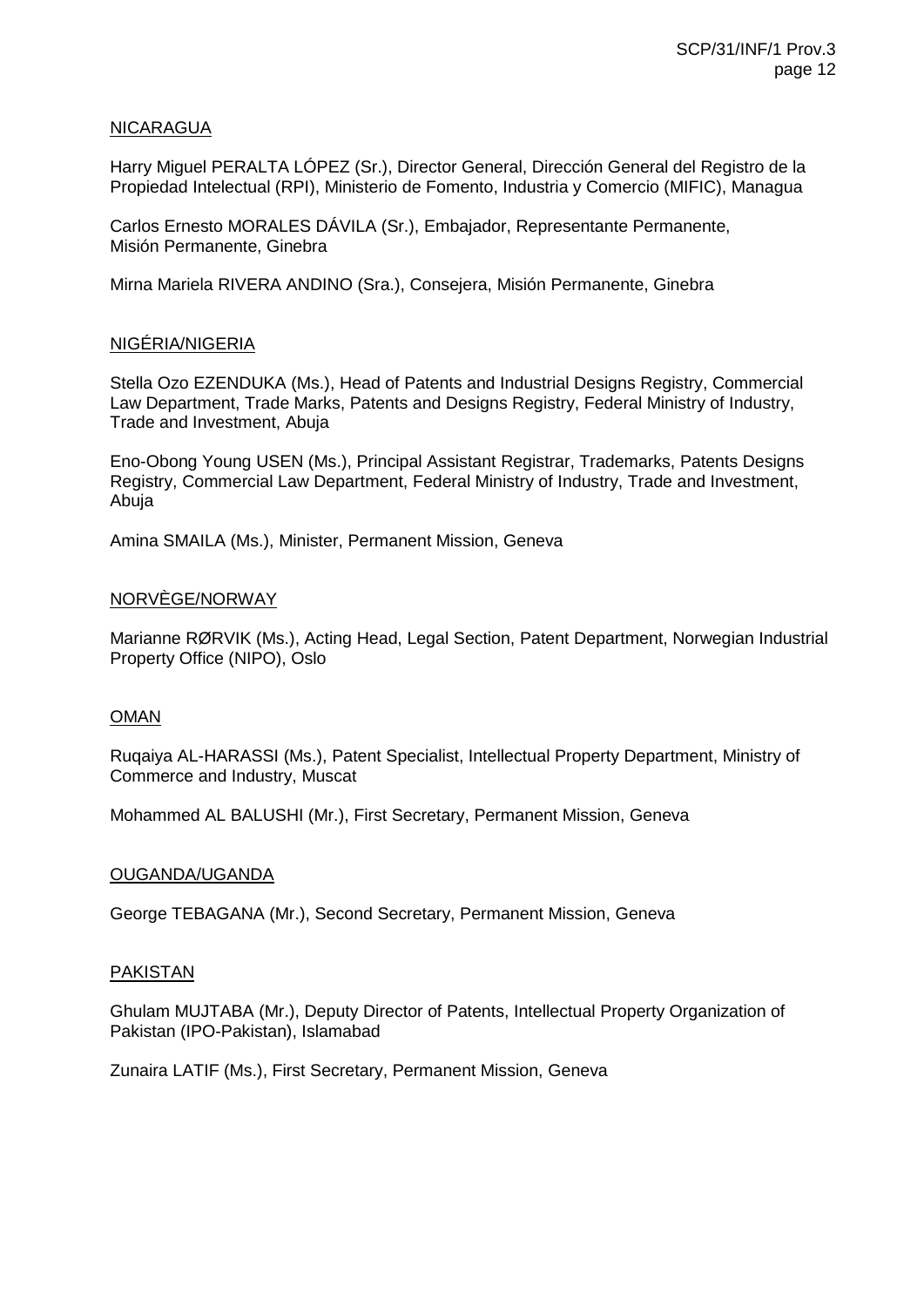<u>NICARAGUA</u>

Harry Miguel PERALTA LÓPEZ (Sr.), Director General, Dirección General del Registro de la Propiedad Intelectual (RPI), Ministerio de Fomento, Industria y Comercio (MIFIC), Managua

Carlos Ernesto MORALES DÁVILA (Sr.), Embajador, Representante Permanente, Misión Permanente, Ginebra

Mirna Mariela RIVERA ANDINO (Sra.), Consejera, Misión Permanente, Ginebra

<u>NIGÉRIA/NIGERIA</u>

Stella Ozo EZENDUKA (Ms.), Head of Patents and Industrial Designs Registry, Commercial Law Department, Trade Marks, Patents and Designs Registry, Federal Ministry of Industry, Trade and Investment, Abuja

Eno-Obong Young USEN (Ms.), Principal Assistant Registrar, Trademarks, Patents Designs Registry, Commercial Law Department, Federal Ministry of Industry, Trade and Investment, Abuja

Amina SMAILA (Ms.), Minister, Permanent Mission, Geneva

<u>NORVÈGE/NORWAY</u>

Marianne RØRVIK (Ms.), Acting Head, Legal Section, Patent Department, Norwegian Industrial Property Office (NIPO), Oslo

<u>OMAN</u>

Ruqaiya AL-HARASSI (Ms.), Patent Specialist, Intellectual Property Department, Ministry of Commerce and Industry, Muscat

Mohammed AL BALUSHI (Mr.), First Secretary, Permanent Mission, Geneva

<u>OUGANDA/UGANDA</u>

George TEBAGANA (Mr.), Second Secretary, Permanent Mission, Geneva

<u>PAKISTAN</u>

Ghulam MUJTABA (Mr.), Deputy Director of Patents, Intellectual Property Organization of Pakistan (IPO-Pakistan), Islamabad

Zunaira LATIF (Ms.), First Secretary, Permanent Mission, Geneva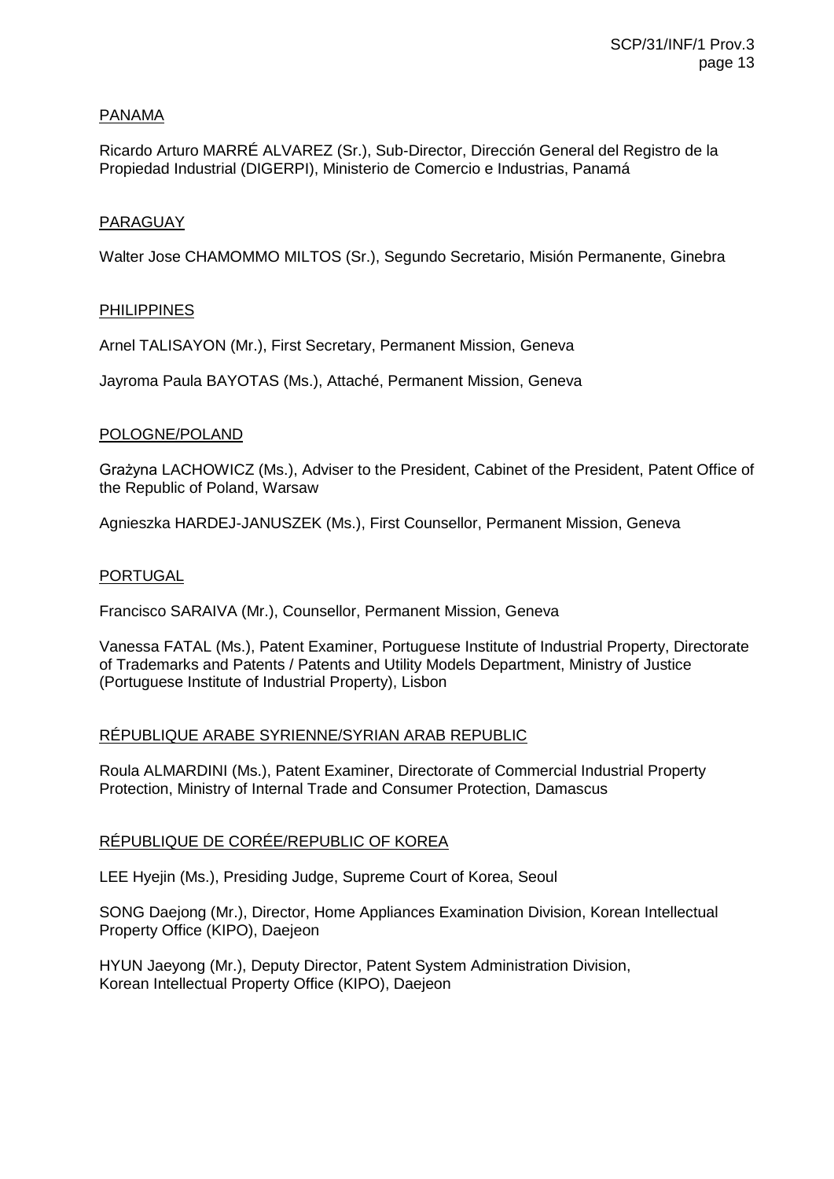PANAMA

Ricardo Arturo MARRÉ ALVAREZ (Sr.), Sub-Director, Dirección General del Registro de la Propiedad Industrial (DIGERPI), Ministerio de Comercio e Industrias, Panamá

PARAGUAY

Walter Jose CHAMOMMO MILTOS (Sr.), Segundo Secretario, Misión Permanente, Ginebra

PHILIPPINES

Arnel TALISAYON (Mr.), First Secretary, Permanent Mission, Geneva

Jayroma Paula BAYOTAS (Ms.), Attaché, Permanent Mission, Geneva

POLOGNE/POLAND

Grażyna LACHOWICZ (Ms.), Adviser to the President, Cabinet of the President, Patent Office of the Republic of Poland, Warsaw

Agnieszka HARDEJ-JANUSZEK (Ms.), First Counsellor, Permanent Mission, Geneva

PORTUGAL

Francisco SARAIVA (Mr.), Counsellor, Permanent Mission, Geneva

Vanessa FATAL (Ms.), Patent Examiner, Portuguese Institute of Industrial Property, Directorate of Trademarks and Patents / Patents and Utility Models Department, Ministry of Justice (Portuguese Institute of Industrial Property), Lisbon

RÉPUBLIQUE ARABE SYRIENNE/SYRIAN ARAB REPUBLIC

Roula ALMARDINI (Ms.), Patent Examiner, Directorate of Commercial Industrial Property Protection, Ministry of Internal Trade and Consumer Protection, Damascus

RÉPUBLIQUE DE CORÉE/REPUBLIC OF KOREA

LEE Hyejin (Ms.), Presiding Judge, Supreme Court of Korea, Seoul

SONG Daejong (Mr.), Director, Home Appliances Examination Division, Korean Intellectual Property Office (KIPO), Daejeon

HYUN Jaeyong (Mr.), Deputy Director, Patent System Administration Division, Korean Intellectual Property Office (KIPO), Daejeon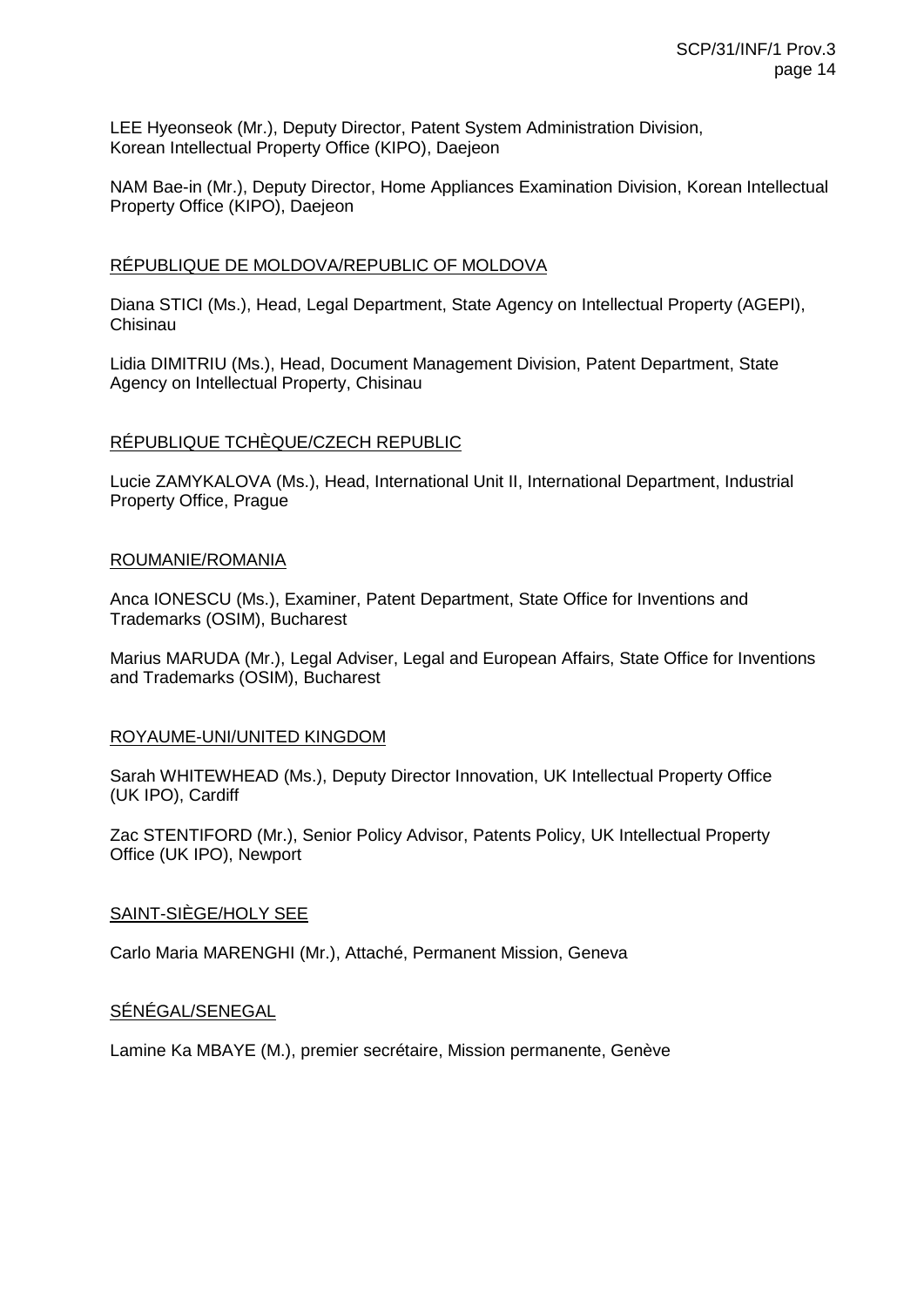LEE Hyeonseok (Mr.), Deputy Director, Patent System Administration Division, Korean Intellectual Property Office (KIPO), Daejeon

NAM Bae-in (Mr.), Deputy Director, Home Appliances Examination Division, Korean Intellectual Property Office (KIPO), Daejeon

RÉPUBLIQUE DE MOLDOVA/REPUBLIC OF MOLDOVA

Diana STICI (Ms.), Head, Legal Department, State Agency on Intellectual Property (AGEPI), Chisinau

Lidia DIMITRIU (Ms.), Head, Document Management Division, Patent Department, State Agency on Intellectual Property, Chisinau

RÉPUBLIQUE TCHÈQUE/CZECH REPUBLIC

Lucie ZAMYKALOVA (Ms.), Head, International Unit II, International Department, Industrial Property Office, Prague

ROUMANIE/ROMANIA

Anca IONESCU (Ms.), Examiner, Patent Department, State Office for Inventions and Trademarks (OSIM), Bucharest

Marius MARUDA (Mr.), Legal Adviser, Legal and European Affairs, State Office for Inventions and Trademarks (OSIM), Bucharest

ROYAUME-UNI/UNITED KINGDOM

Sarah WHITEWHEAD (Ms.), Deputy Director Innovation, UK Intellectual Property Office (UK IPO), Cardiff

Zac STENTIFORD (Mr.), Senior Policy Advisor, Patents Policy, UK Intellectual Property Office (UK IPO), Newport

SAINT-SIÈGE/HOLY SEE

Carlo Maria MARENGHI (Mr.), Attaché, Permanent Mission, Geneva

SÉNÉGAL/SENEGAL

Lamine Ka MBAYE (M.), premier secrétaire, Mission permanente, Genève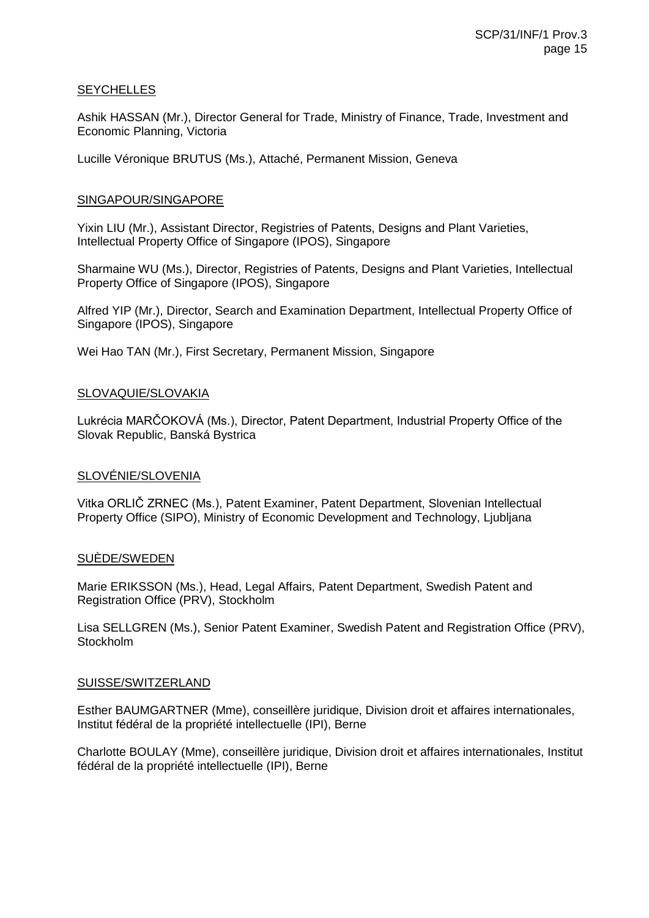SEYCHELLES

Ashik HASSAN (Mr.), Director General for Trade, Ministry of Finance, Trade, Investment and Economic Planning, Victoria

Lucille Véronique BRUTUS (Ms.), Attaché, Permanent Mission, Geneva

SINGAPOUR/SINGAPORE

Yixin LIU (Mr.), Assistant Director, Registries of Patents, Designs and Plant Varieties, Intellectual Property Office of Singapore (IPOS), Singapore

Sharmaine WU (Ms.), Director, Registries of Patents, Designs and Plant Varieties, Intellectual Property Office of Singapore (IPOS), Singapore

Alfred YIP (Mr.), Director, Search and Examination Department, Intellectual Property Office of Singapore (IPOS), Singapore

Wei Hao TAN (Mr.), First Secretary, Permanent Mission, Singapore

SLOVAQUIE/SLOVAKIA

Lukrécia MARČOKOVÁ (Ms.), Director, Patent Department, Industrial Property Office of the Slovak Republic, Banská Bystrica

SLOVÉNIE/SLOVENIA

Vitka ORLIČ ZRNEC (Ms.), Patent Examiner, Patent Department, Slovenian Intellectual Property Office (SIPO), Ministry of Economic Development and Technology, Ljubljana

SUÈDE/SWEDEN

Marie ERIKSSON (Ms.), Head, Legal Affairs, Patent Department, Swedish Patent and Registration Office (PRV), Stockholm

Lisa SELLGREN (Ms.), Senior Patent Examiner, Swedish Patent and Registration Office (PRV), Stockholm

SUISSE/SWITZERLAND

Esther BAUMGARTNER (Mme), conseillère juridique, Division droit et affaires internationales, Institut fédéral de la propriété intellectuelle (IPI), Berne

Charlotte BOULAY (Mme), conseillère juridique, Division droit et affaires internationales, Institut fédéral de la propriété intellectuelle (IPI), Berne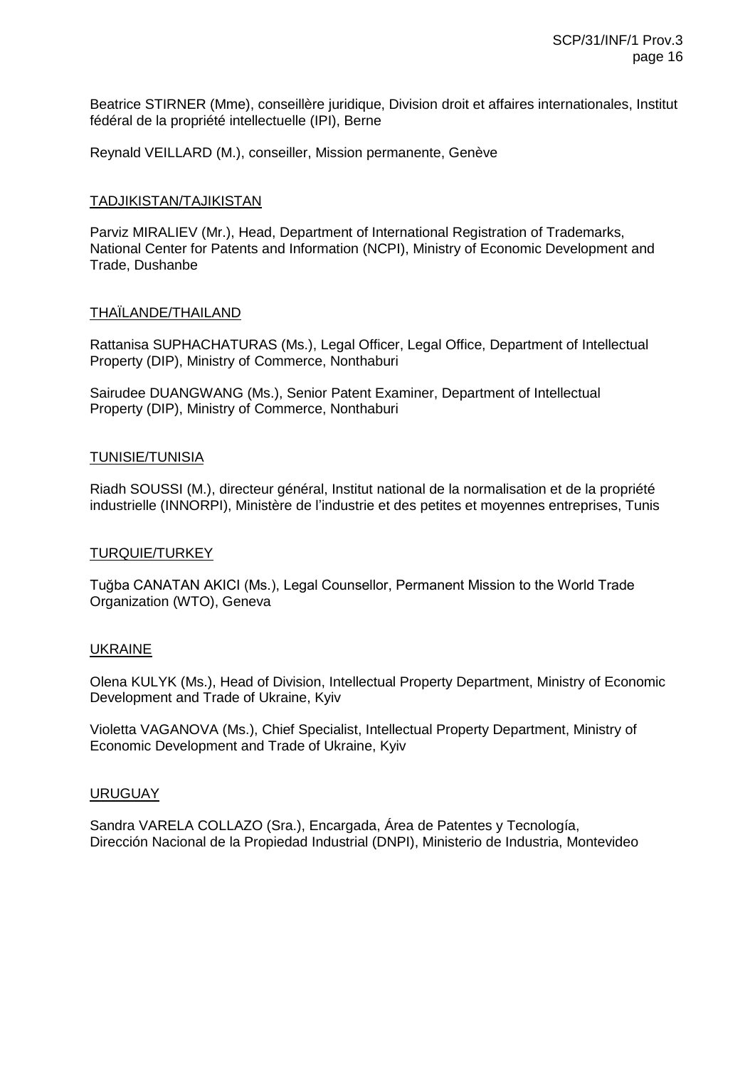Beatrice STIRNER (Mme), conseillère juridique, Division droit et affaires internationales, Institut fédéral de la propriété intellectuelle (IPI), Berne

Reynald VEILLARD (M.), conseiller, Mission permanente, Genève

<u>TADJIKISTAN/TAJIKISTAN</u>

Parviz MIRALIEV (Mr.), Head, Department of International Registration of Trademarks, National Center for Patents and Information (NCPI), Ministry of Economic Development and Trade, Dushanbe

<u>THAÏLANDE/THAILAND</u>

Rattanisa SUPHACHATURAS (Ms.), Legal Officer, Legal Office, Department of Intellectual Property (DIP), Ministry of Commerce, Nonthaburi

Sairudee DUANGWANG (Ms.), Senior Patent Examiner, Department of Intellectual Property (DIP), Ministry of Commerce, Nonthaburi

<u>TUNISIE/TUNISIA</u>

Riadh SOUSSI (M.), directeur général, Institut national de la normalisation et de la propriété industrielle (INNORPI), Ministère de l'industrie et des petites et moyennes entreprises, Tunis

<u>TURQUIE/TURKEY</u>

Tuğba CANATAN AKICI (Ms.), Legal Counsellor, Permanent Mission to the World Trade Organization (WTO), Geneva

<u>UKRAINE</u>

Olena KULYK (Ms.), Head of Division, Intellectual Property Department, Ministry of Economic Development and Trade of Ukraine, Kyiv

Violetta VAGANOVA (Ms.), Chief Specialist, Intellectual Property Department, Ministry of Economic Development and Trade of Ukraine, Kyiv

<u>URUGUAY</u>

Sandra VARELA COLLAZO (Sra.), Encargada, Área de Patentes y Tecnología, Dirección Nacional de la Propiedad Industrial (DNPI), Ministerio de Industria, Montevideo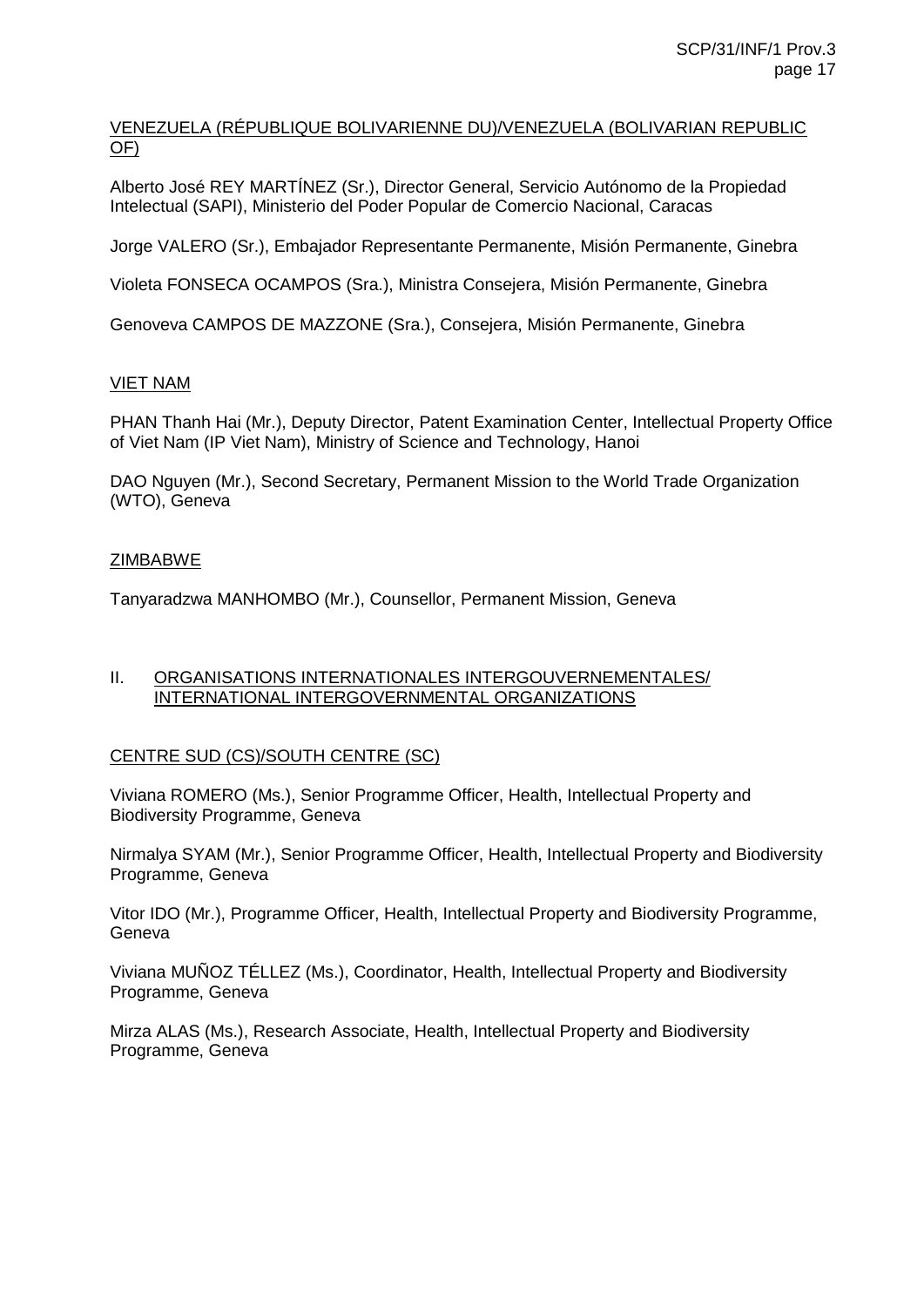VENEZUELA (RÉPUBLIQUE BOLIVARIENNE DU)/VENEZUELA (BOLIVARIAN REPUBLIC OF)

Alberto José REY MARTÍNEZ (Sr.), Director General, Servicio Autónomo de la Propiedad Intelectual (SAPI), Ministerio del Poder Popular de Comercio Nacional, Caracas

Jorge VALERO (Sr.), Embajador Representante Permanente, Misión Permanente, Ginebra

Violeta FONSECA OCAMPOS (Sra.), Ministra Consejera, Misión Permanente, Ginebra

Genoveva CAMPOS DE MAZZONE (Sra.), Consejera, Misión Permanente, Ginebra

VIET NAM

PHAN Thanh Hai (Mr.), Deputy Director, Patent Examination Center, Intellectual Property Office of Viet Nam (IP Viet Nam), Ministry of Science and Technology, Hanoi

DAO Nguyen (Mr.), Second Secretary, Permanent Mission to the World Trade Organization (WTO), Geneva

ZIMBABWE

Tanyaradzwa MANHOMBO (Mr.), Counsellor, Permanent Mission, Geneva

## II. ORGANISATIONS INTERNATIONALES INTERGOUVERNEMENTALES/ INTERNATIONAL INTERGOVERNMENTAL ORGANIZATIONS

CENTRE SUD (CS)/SOUTH CENTRE (SC)

Viviana ROMERO (Ms.), Senior Programme Officer, Health, Intellectual Property and Biodiversity Programme, Geneva

Nirmalya SYAM (Mr.), Senior Programme Officer, Health, Intellectual Property and Biodiversity Programme, Geneva

Vitor IDO (Mr.), Programme Officer, Health, Intellectual Property and Biodiversity Programme, Geneva

Viviana MUÑOZ TÉLLEZ (Ms.), Coordinator, Health, Intellectual Property and Biodiversity Programme, Geneva

Mirza ALAS (Ms.), Research Associate, Health, Intellectual Property and Biodiversity Programme, Geneva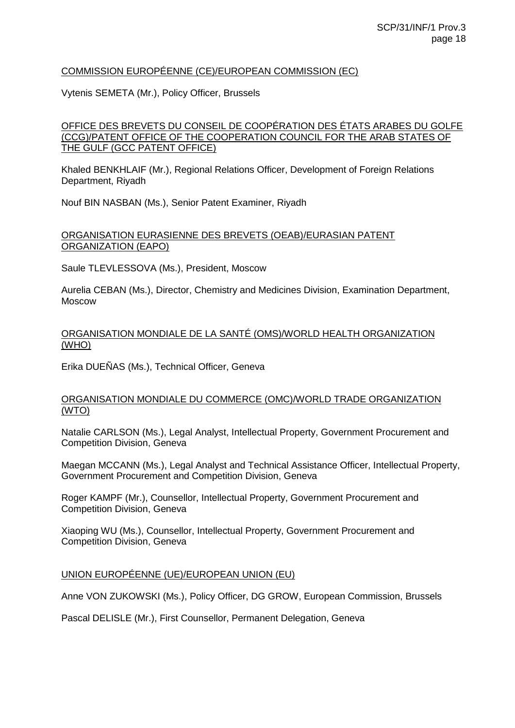COMMISSION EUROPÉENNE (CE)/EUROPEAN COMMISSION (EC)

Vytenis SEMETA (Mr.), Policy Officer, Brussels

OFFICE DES BREVETS DU CONSEIL DE COOPÉRATION DES ÉTATS ARABES DU GOLFE (CCG)/PATENT OFFICE OF THE COOPERATION COUNCIL FOR THE ARAB STATES OF THE GULF (GCC PATENT OFFICE)

Khaled BENKHLAIF (Mr.), Regional Relations Officer, Development of Foreign Relations Department, Riyadh

Nouf BIN NASBAN (Ms.), Senior Patent Examiner, Riyadh

ORGANISATION EURASIENNE DES BREVETS (OEAB)/EURASIAN PATENT ORGANIZATION (EAPO)

Saule TLEVLESSOVA (Ms.), President, Moscow

Aurelia CEBAN (Ms.), Director, Chemistry and Medicines Division, Examination Department, Moscow

ORGANISATION MONDIALE DE LA SANTÉ (OMS)/WORLD HEALTH ORGANIZATION (WHO)

Erika DUEÑAS (Ms.), Technical Officer, Geneva

ORGANISATION MONDIALE DU COMMERCE (OMC)/WORLD TRADE ORGANIZATION (WTO)

Natalie CARLSON (Ms.), Legal Analyst, Intellectual Property, Government Procurement and Competition Division, Geneva

Maegan MCCANN (Ms.), Legal Analyst and Technical Assistance Officer, Intellectual Property, Government Procurement and Competition Division, Geneva

Roger KAMPF (Mr.), Counsellor, Intellectual Property, Government Procurement and Competition Division, Geneva

Xiaoping WU (Ms.), Counsellor, Intellectual Property, Government Procurement and Competition Division, Geneva

UNION EUROPÉENNE (UE)/EUROPEAN UNION (EU)

Anne VON ZUKOWSKI (Ms.), Policy Officer, DG GROW, European Commission, Brussels

Pascal DELISLE (Mr.), First Counsellor, Permanent Delegation, Geneva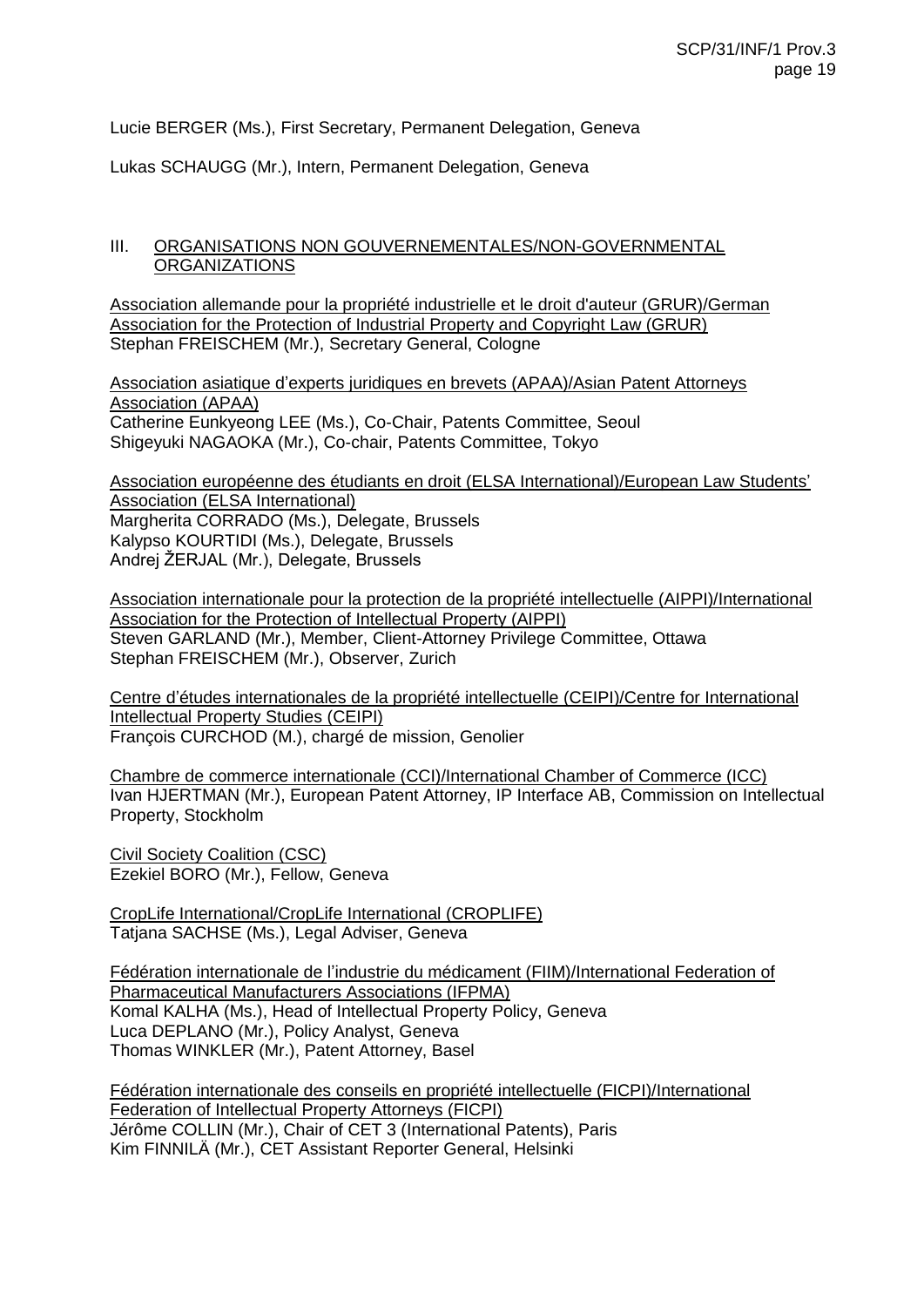Lucie BERGER (Ms.), First Secretary, Permanent Delegation, Geneva

Lukas SCHAUGG (Mr.), Intern, Permanent Delegation, Geneva

## III. ORGANISATIONS NON GOUVERNEMENTALES/NON-GOVERNMENTAL ORGANIZATIONS

Association allemande pour la propriété industrielle et le droit d'auteur (GRUR)/German Association for the Protection of Industrial Property and Copyright Law (GRUR)
Stephan FREISCHEM (Mr.), Secretary General, Cologne

Association asiatique d'experts juridiques en brevets (APAA)/Asian Patent Attorneys Association (APAA)
Catherine Eunkyeong LEE (Ms.), Co-Chair, Patents Committee, Seoul
Shigeyuki NAGAOKA (Mr.), Co-chair, Patents Committee, Tokyo

Association européenne des étudiants en droit (ELSA International)/European Law Students' Association (ELSA International)
Margherita CORRADO (Ms.), Delegate, Brussels
Kalypso KOURTIDI (Ms.), Delegate, Brussels
Andrej ŽERJAL (Mr.), Delegate, Brussels

Association internationale pour la protection de la propriété intellectuelle (AIPPI)/International Association for the Protection of Intellectual Property (AIPPI)
Steven GARLAND (Mr.), Member, Client-Attorney Privilege Committee, Ottawa
Stephan FREISCHEM (Mr.), Observer, Zurich

Centre d'études internationales de la propriété intellectuelle (CEIPI)/Centre for International Intellectual Property Studies (CEIPI)
François CURCHOD (M.), chargé de mission, Genolier

Chambre de commerce internationale (CCI)/International Chamber of Commerce (ICC)
Ivan HJERTMAN (Mr.), European Patent Attorney, IP Interface AB, Commission on Intellectual Property, Stockholm

Civil Society Coalition (CSC)
Ezekiel BORO (Mr.), Fellow, Geneva

CropLife International/CropLife International (CROPLIFE)
Tatjana SACHSE (Ms.), Legal Adviser, Geneva

Fédération internationale de l'industrie du médicament (FIIM)/International Federation of Pharmaceutical Manufacturers Associations (IFPMA)
Komal KALHA (Ms.), Head of Intellectual Property Policy, Geneva
Luca DEPLANO (Mr.), Policy Analyst, Geneva
Thomas WINKLER (Mr.), Patent Attorney, Basel

Fédération internationale des conseils en propriété intellectuelle (FICPI)/International Federation of Intellectual Property Attorneys (FICPI)
Jérôme COLLIN (Mr.), Chair of CET 3 (International Patents), Paris
Kim FINNILÄ (Mr.), CET Assistant Reporter General, Helsinki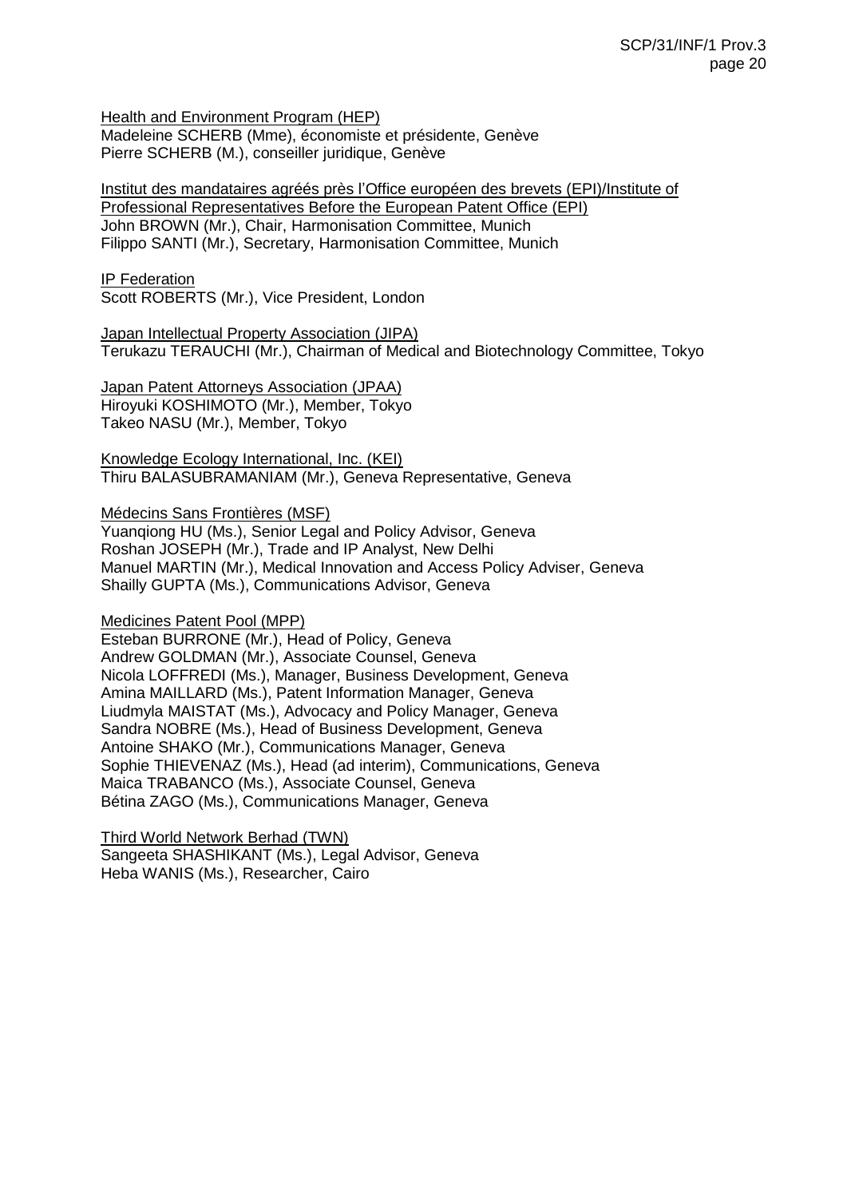Health and Environment Program (HEP)
Madeleine SCHERB (Mme), économiste et présidente, Genève
Pierre SCHERB (M.), conseiller juridique, Genève

Institut des mandataires agréés près l'Office européen des brevets (EPI)/Institute of Professional Representatives Before the European Patent Office (EPI)
John BROWN (Mr.), Chair, Harmonisation Committee, Munich
Filippo SANTI (Mr.), Secretary, Harmonisation Committee, Munich

IP Federation
Scott ROBERTS (Mr.), Vice President, London

Japan Intellectual Property Association (JIPA)
Terukazu TERAUCHI (Mr.), Chairman of Medical and Biotechnology Committee, Tokyo

Japan Patent Attorneys Association (JPAA)
Hiroyuki KOSHIMOTO (Mr.), Member, Tokyo
Takeo NASU (Mr.), Member, Tokyo

Knowledge Ecology International, Inc. (KEI)
Thiru BALASUBRAMANIAM (Mr.), Geneva Representative, Geneva

Médecins Sans Frontières (MSF)
Yuanqiong HU (Ms.), Senior Legal and Policy Advisor, Geneva
Roshan JOSEPH (Mr.), Trade and IP Analyst, New Delhi
Manuel MARTIN (Mr.), Medical Innovation and Access Policy Adviser, Geneva
Shailly GUPTA (Ms.), Communications Advisor, Geneva

Medicines Patent Pool (MPP)
Esteban BURRONE (Mr.), Head of Policy, Geneva
Andrew GOLDMAN (Mr.), Associate Counsel, Geneva
Nicola LOFFREDI (Ms.), Manager, Business Development, Geneva
Amina MAILLARD (Ms.), Patent Information Manager, Geneva
Liudmyla MAISTAT (Ms.), Advocacy and Policy Manager, Geneva
Sandra NOBRE (Ms.), Head of Business Development, Geneva
Antoine SHAKO (Mr.), Communications Manager, Geneva
Sophie THIEVENAZ (Ms.), Head (ad interim), Communications, Geneva
Maica TRABANCO (Ms.), Associate Counsel, Geneva
Bétina ZAGO (Ms.), Communications Manager, Geneva

Third World Network Berhad (TWN)
Sangeeta SHASHIKANT (Ms.), Legal Advisor, Geneva
Heba WANIS (Ms.), Researcher, Cairo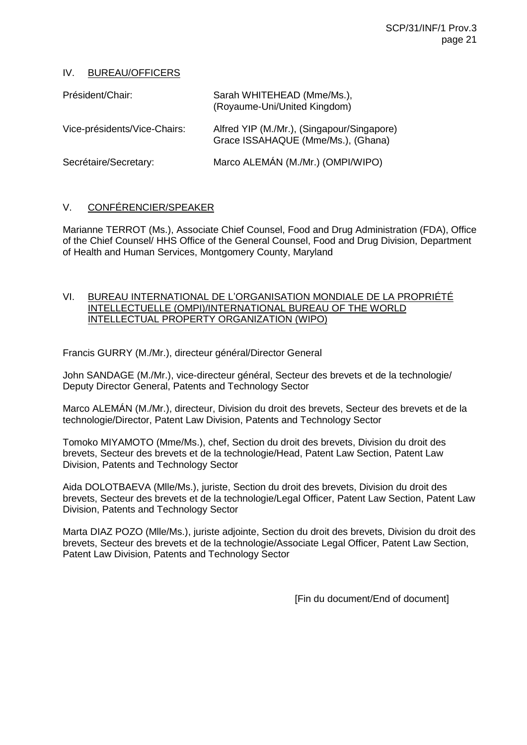## IV. BUREAU/OFFICERS

| | |
|---|---|
| Président/Chair: | Sarah WHITEHEAD (Mme/Ms.), (Royaume-Uni/United Kingdom) |
| Vice-présidents/Vice-Chairs: | Alfred YIP (M./Mr.), (Singapour/Singapore)<br>Grace ISSAHAQUE (Mme/Ms.), (Ghana) |
| Secrétaire/Secretary: | Marco ALEMÁN (M./Mr.) (OMPI/WIPO) |

## V. CONFÉRENCIER/SPEAKER

Marianne TERROT (Ms.), Associate Chief Counsel, Food and Drug Administration (FDA), Office of the Chief Counsel/ HHS Office of the General Counsel, Food and Drug Division, Department of Health and Human Services, Montgomery County, Maryland

## VI. BUREAU INTERNATIONAL DE L'ORGANISATION MONDIALE DE LA PROPRIÉTÉ INTELLECTUELLE (OMPI)/INTERNATIONAL BUREAU OF THE WORLD INTELLECTUAL PROPERTY ORGANIZATION (WIPO)

Francis GURRY (M./Mr.), directeur général/Director General

John SANDAGE (M./Mr.), vice-directeur général, Secteur des brevets et de la technologie/ Deputy Director General, Patents and Technology Sector

Marco ALEMÁN (M./Mr.), directeur, Division du droit des brevets, Secteur des brevets et de la technologie/Director, Patent Law Division, Patents and Technology Sector

Tomoko MIYAMOTO (Mme/Ms.), chef, Section du droit des brevets, Division du droit des brevets, Secteur des brevets et de la technologie/Head, Patent Law Section, Patent Law Division, Patents and Technology Sector

Aida DOLOTBAEVA (Mlle/Ms.), juriste, Section du droit des brevets, Division du droit des brevets, Secteur des brevets et de la technologie/Legal Officer, Patent Law Section, Patent Law Division, Patents and Technology Sector

Marta DIAZ POZO (Mlle/Ms.), juriste adjointe, Section du droit des brevets, Division du droit des brevets, Secteur des brevets et de la technologie/Associate Legal Officer, Patent Law Section, Patent Law Division, Patents and Technology Sector

[Fin du document/End of document]